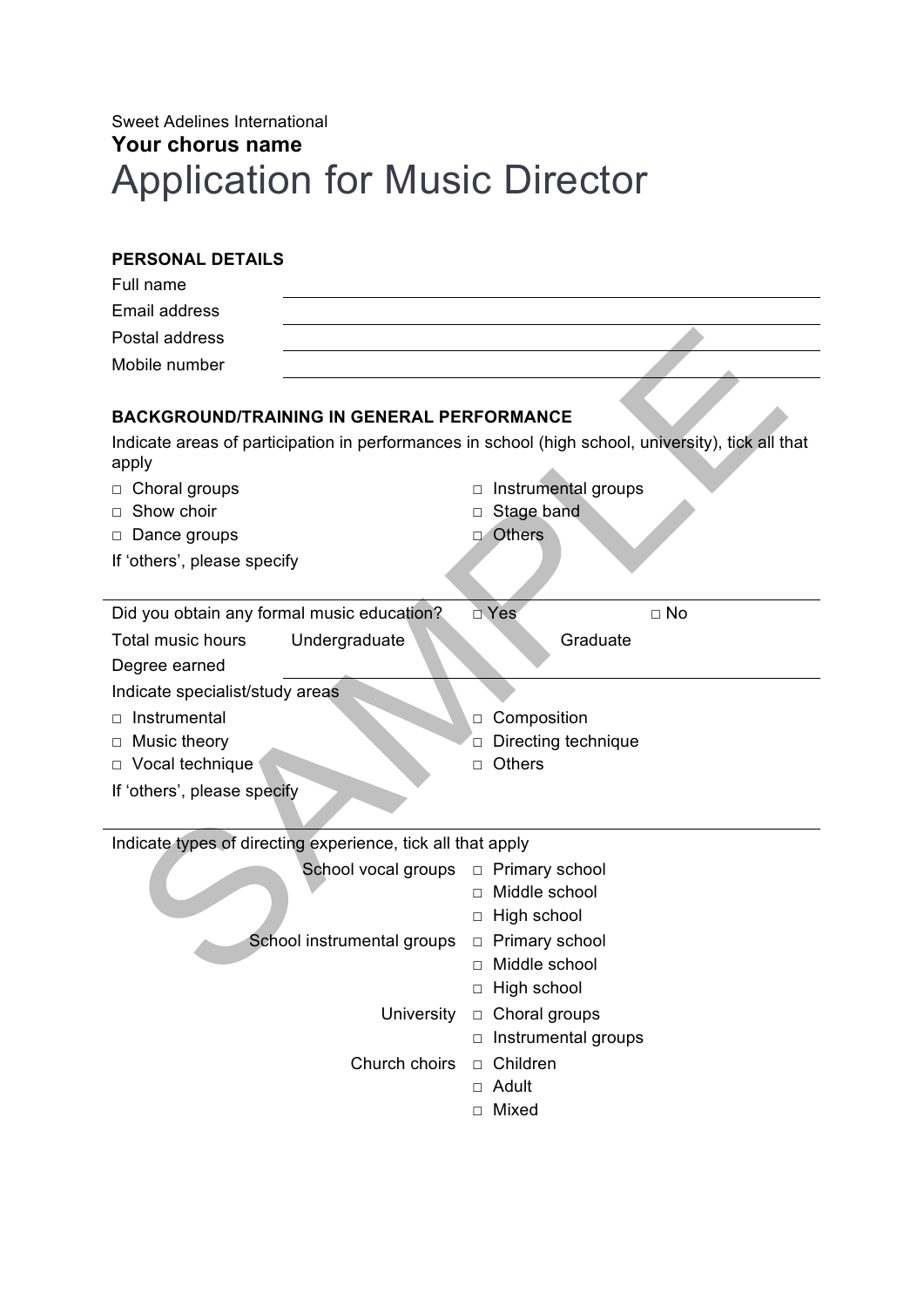Sweet Adelines International

**Your chorus name**

# Application for Music Director

## PERSONAL DETAILS

Full name

Email address

Postal address

Mobile number

## BACKGROUND/TRAINING IN GENERAL PERFORMANCE

Indicate areas of participation in performances in school (high school, university), tick all that apply

- □ Choral groups
- □ Show choir
- □ Dance groups
- □ Instrumental groups
- □ Stage band
- □ Others

If 'others', please specify

---

Did you obtain any formal music education? □ Yes □ No

Total music hours Undergraduate Graduate

Degree earned

Indicate specialist/study areas

- □ Instrumental
- □ Music theory
- □ Vocal technique
- □ Composition
- □ Directing technique
- □ Others

If 'others', please specify

---

Indicate types of directing experience, tick all that apply

School vocal groups
- □ Primary school
- □ Middle school
- □ High school

School instrumental groups
- □ Primary school
- □ Middle school
- □ High school

University
- □ Choral groups
- □ Instrumental groups

Church choirs
- □ Children
- □ Adult
- □ Mixed

SAMPLE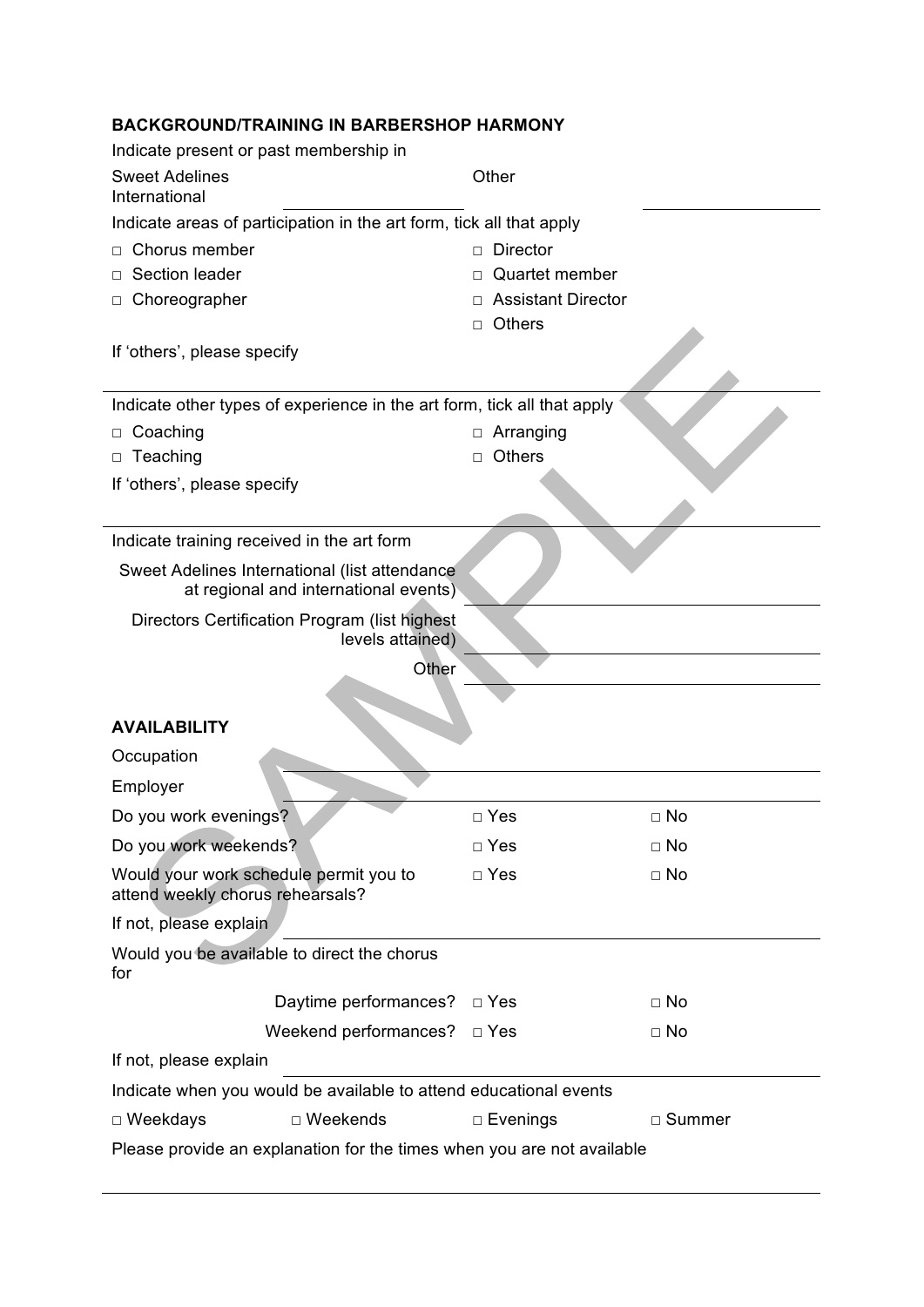**BACKGROUND/TRAINING IN BARBERSHOP HARMONY**

Indicate present or past membership in

Sweet Adelines International \_\_\_\_\_\_\_\_\_\_\_\_\_\_\_\_ Other \_\_\_\_\_\_\_\_\_\_\_\_\_\_\_\_

Indicate areas of participation in the art form, tick all that apply

- □ Chorus member
- □ Section leader
- □ Choreographer
- □ Director
- □ Quartet member
- □ Assistant Director
- □ Others

If 'others', please specify

---

Indicate other types of experience in the art form, tick all that apply

- □ Coaching
- □ Teaching
- □ Arranging
- □ Others

If 'others', please specify

---

Indicate training received in the art form

Sweet Adelines International (list attendance at regional and international events) \_\_\_\_\_\_\_\_\_\_\_\_\_\_\_\_

Directors Certification Program (list highest levels attained) \_\_\_\_\_\_\_\_\_\_\_\_\_\_\_\_

Other \_\_\_\_\_\_\_\_\_\_\_\_\_\_\_\_

**AVAILABILITY**

Occupation \_\_\_\_\_\_\_\_\_\_\_\_\_\_\_\_

Employer \_\_\_\_\_\_\_\_\_\_\_\_\_\_\_\_

| | | |
|---|---|---|
| Do you work evenings? | □ Yes | □ No |
| Do you work weekends? | □ Yes | □ No |
| Would your work schedule permit you to attend weekly chorus rehearsals? | □ Yes | □ No |

If not, please explain \_\_\_\_\_\_\_\_\_\_\_\_\_\_\_\_

Would you be available to direct the chorus for

| | | |
|---|---|---|
| Daytime performances? | □ Yes | □ No |
| Weekend performances? | □ Yes | □ No |

If not, please explain \_\_\_\_\_\_\_\_\_\_\_\_\_\_\_\_

Indicate when you would be available to attend educational events

□ Weekdays □ Weekends □ Evenings □ Summer

Please provide an explanation for the times when you are not available

---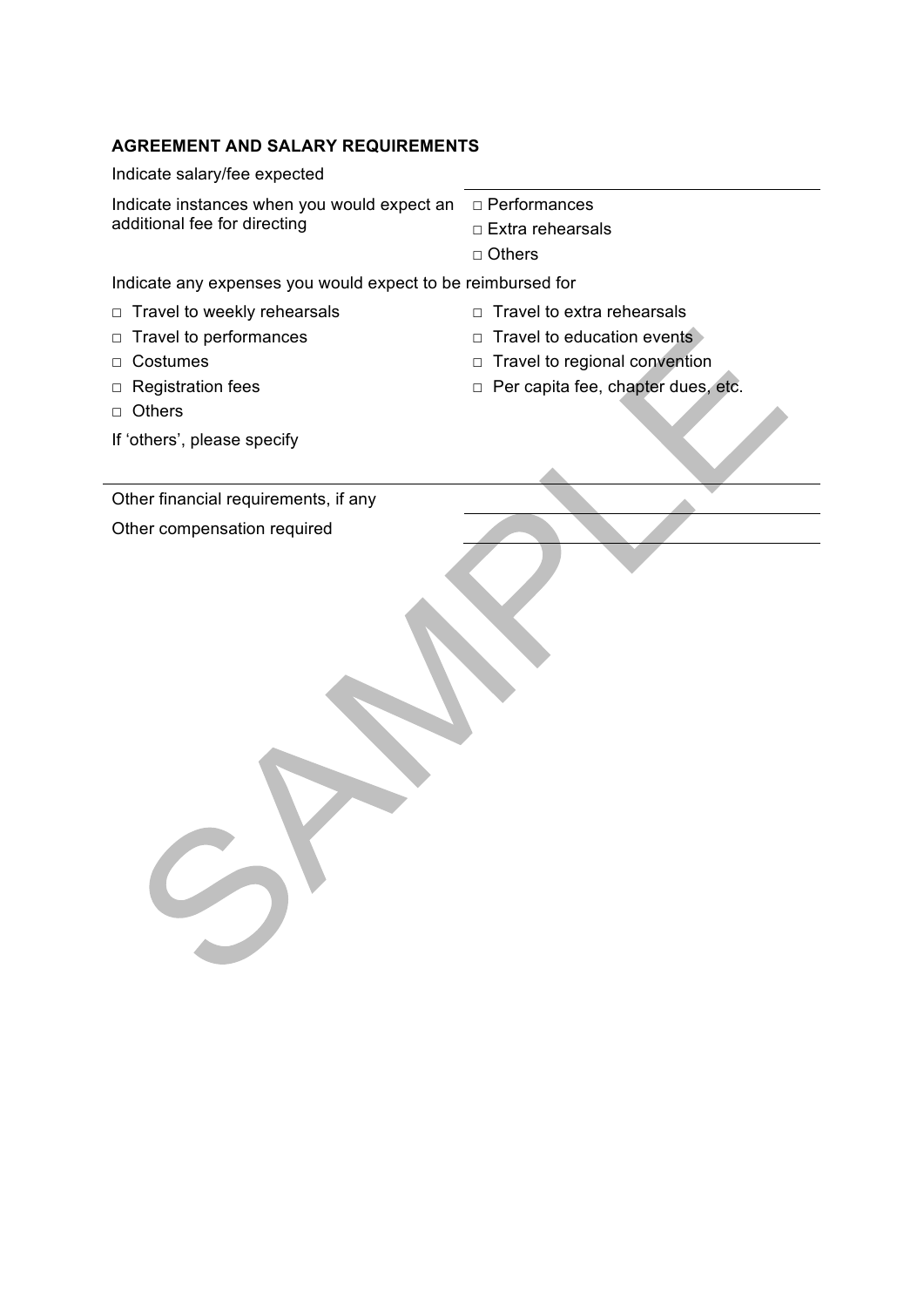**AGREEMENT AND SALARY REQUIREMENTS**

Indicate salary/fee expected

Indicate instances when you would expect an additional fee for directing

- □ Performances
- □ Extra rehearsals
- □ Others

Indicate any expenses you would expect to be reimbursed for

- □ Travel to weekly rehearsals
- □ Travel to performances
- □ Costumes
- □ Registration fees
- □ Others
- □ Travel to extra rehearsals
- □ Travel to education events
- □ Travel to regional convention
- □ Per capita fee, chapter dues, etc.

If 'others', please specify

Other financial requirements, if any

Other compensation required

SAMPLE